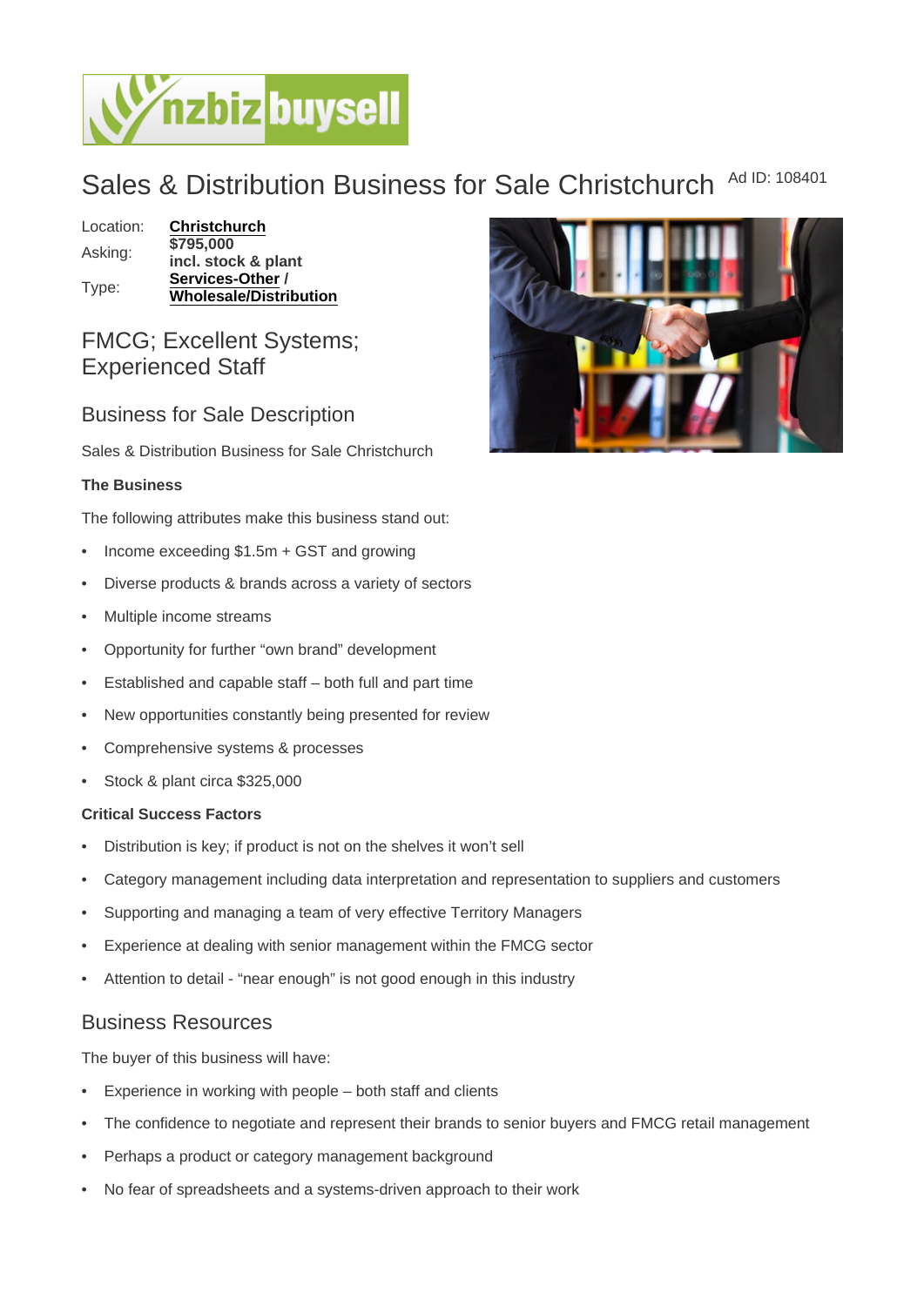# Sales & Distribution Business for Sale Christchurch

Ad ID: 108401

| Location: | **Christchurch** |
| --- | --- |
| Asking: | **$795,000 incl. stock & plant** |
| Type: | **Services-Other / Wholesale/Distribution** |

## FMCG; Excellent Systems; Experienced Staff

## Business for Sale Description

Sales & Distribution Business for Sale Christchurch

**The Business**

The following attributes make this business stand out:

- Income exceeding $1.5m + GST and growing
- Diverse products & brands across a variety of sectors
- Multiple income streams
- Opportunity for further "own brand" development
- Established and capable staff – both full and part time
- New opportunities constantly being presented for review
- Comprehensive systems & processes
- Stock & plant circa $325,000

**Critical Success Factors**

- Distribution is key; if product is not on the shelves it won't sell
- Category management including data interpretation and representation to suppliers and customers
- Supporting and managing a team of very effective Territory Managers
- Experience at dealing with senior management within the FMCG sector
- Attention to detail - "near enough" is not good enough in this industry

## Business Resources

The buyer of this business will have:

- Experience in working with people – both staff and clients
- The confidence to negotiate and represent their brands to senior buyers and FMCG retail management
- Perhaps a product or category management background
- No fear of spreadsheets and a systems-driven approach to their work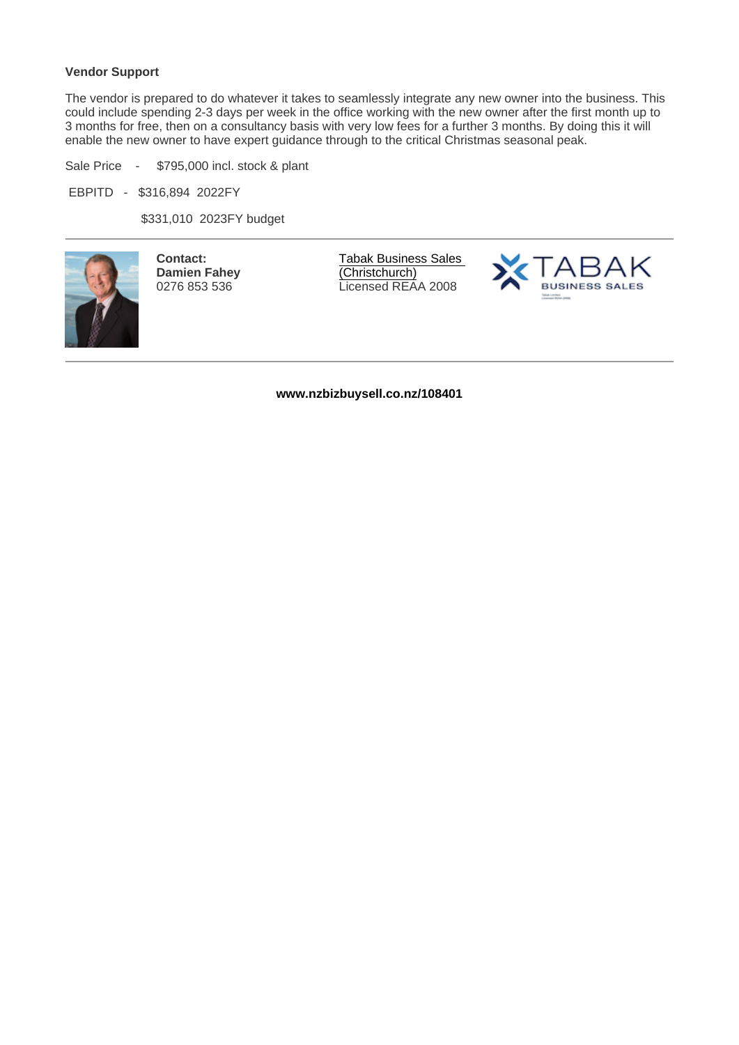**Vendor Support**

The vendor is prepared to do whatever it takes to seamlessly integrate any new owner into the business. This could include spending 2-3 days per week in the office working with the new owner after the first month up to 3 months for free, then on a consultancy basis with very low fees for a further 3 months. By doing this it will enable the new owner to have expert guidance through to the critical Christmas seasonal peak.

Sale Price - $795,000 incl. stock & plant

EBPITD - $316,894 2022FY

$331,010 2023FY budget

---

**Contact:**
**Damien Fahey**
0276 853 536

Tabak Business Sales (Christchurch)
Licensed REAA 2008

TABAK
BUSINESS SALES

---

**www.nzbizbuysell.co.nz/108401**